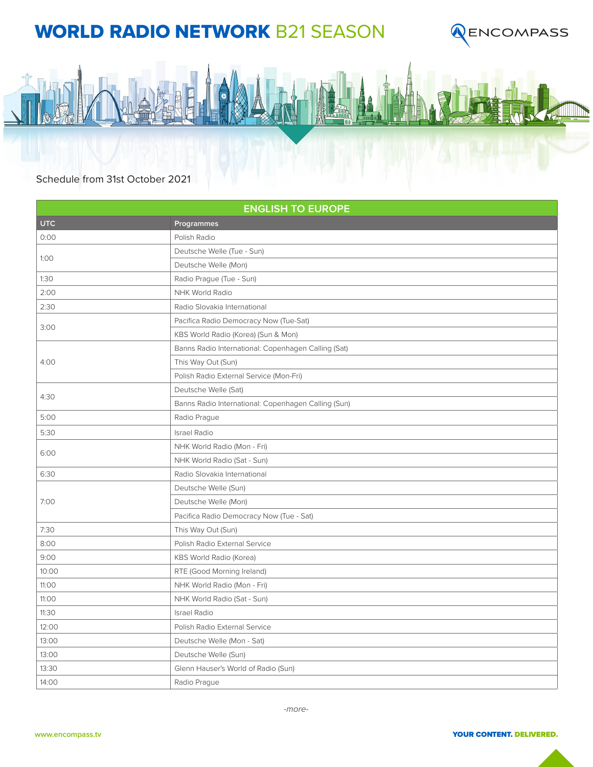# WORLD RADIO NETWORK B21 SEASON

ENCOMPASS

Schedule from 31st October 2021

| ENGLISH TO EUROPE | |
|---|---|
| **UTC** | **Programmes** |
| 0:00 | Polish Radio |
| 1:00 | Deutsche Welle (Tue - Sun) |
| | Deutsche Welle (Mon) |
| 1:30 | Radio Prague (Tue - Sun) |
| 2:00 | NHK World Radio |
| 2:30 | Radio Slovakia International |
| 3:00 | Pacifica Radio Democracy Now (Tue-Sat) |
| | KBS World Radio (Korea) (Sun & Mon) |
| 4:00 | Banns Radio International: Copenhagen Calling (Sat) |
| | This Way Out (Sun) |
| | Polish Radio External Service (Mon-Fri) |
| 4:30 | Deutsche Welle (Sat) |
| | Banns Radio International: Copenhagen Calling (Sun) |
| 5:00 | Radio Prague |
| 5:30 | Israel Radio |
| 6:00 | NHK World Radio (Mon - Fri) |
| | NHK World Radio (Sat - Sun) |
| 6:30 | Radio Slovakia International |
| 7:00 | Deutsche Welle (Sun) |
| | Deutsche Welle (Mon) |
| | Pacifica Radio Democracy Now (Tue - Sat) |
| 7:30 | This Way Out (Sun) |
| 8:00 | Polish Radio External Service |
| 9:00 | KBS World Radio (Korea) |
| 10:00 | RTE (Good Morning Ireland) |
| 11:00 | NHK World Radio (Mon - Fri) |
| 11:00 | NHK World Radio (Sat - Sun) |
| 11:30 | Israel Radio |
| 12:00 | Polish Radio External Service |
| 13:00 | Deutsche Welle (Mon - Sat) |
| 13:00 | Deutsche Welle (Sun) |
| 13:30 | Glenn Hauser's World of Radio (Sun) |
| 14:00 | Radio Prague |

*-more-*

www.encompass.tv

**YOUR CONTENT. DELIVERED.**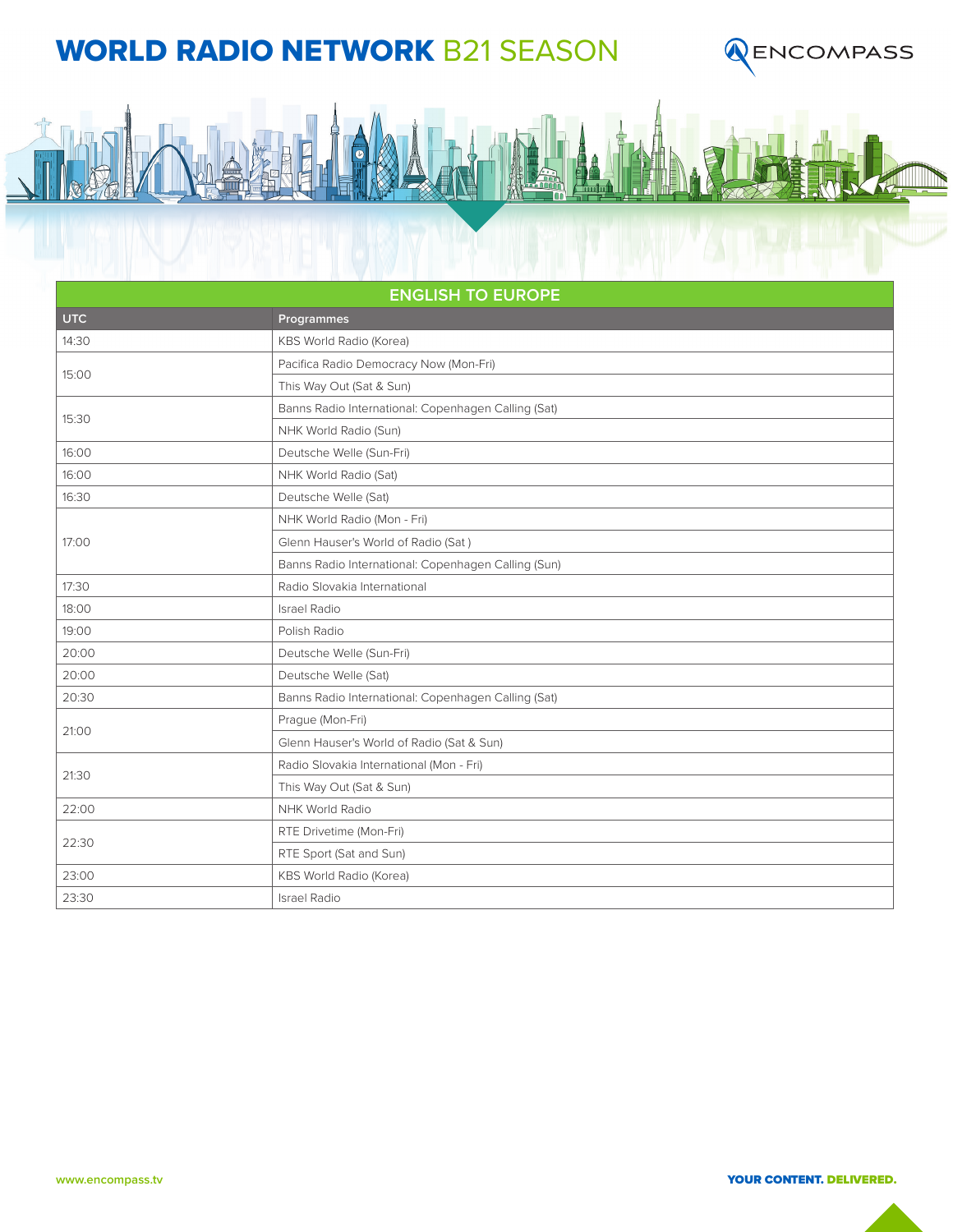# WORLD RADIO NETWORK B21 SEASON

ENCOMPASS

## ENGLISH TO EUROPE

| UTC | Programmes |
|---|---|
| 14:30 | KBS World Radio (Korea) |
| 15:00 | Pacifica Radio Democracy Now (Mon-Fri) |
| | This Way Out (Sat & Sun) |
| 15:30 | Banns Radio International: Copenhagen Calling (Sat) |
| | NHK World Radio (Sun) |
| 16:00 | Deutsche Welle (Sun-Fri) |
| 16:00 | NHK World Radio (Sat) |
| 16:30 | Deutsche Welle (Sat) |
| 17:00 | NHK World Radio (Mon - Fri) |
| | Glenn Hauser's World of Radio (Sat ) |
| | Banns Radio International: Copenhagen Calling (Sun) |
| 17:30 | Radio Slovakia International |
| 18:00 | Israel Radio |
| 19:00 | Polish Radio |
| 20:00 | Deutsche Welle (Sun-Fri) |
| 20:00 | Deutsche Welle (Sat) |
| 20:30 | Banns Radio International: Copenhagen Calling (Sat) |
| 21:00 | Prague (Mon-Fri) |
| | Glenn Hauser's World of Radio (Sat & Sun) |
| 21:30 | Radio Slovakia International (Mon - Fri) |
| | This Way Out (Sat & Sun) |
| 22:00 | NHK World Radio |
| 22:30 | RTE Drivetime (Mon-Fri) |
| | RTE Sport (Sat and Sun) |
| 23:00 | KBS World Radio (Korea) |
| 23:30 | Israel Radio |

www.encompass.tv

YOUR CONTENT. DELIVERED.